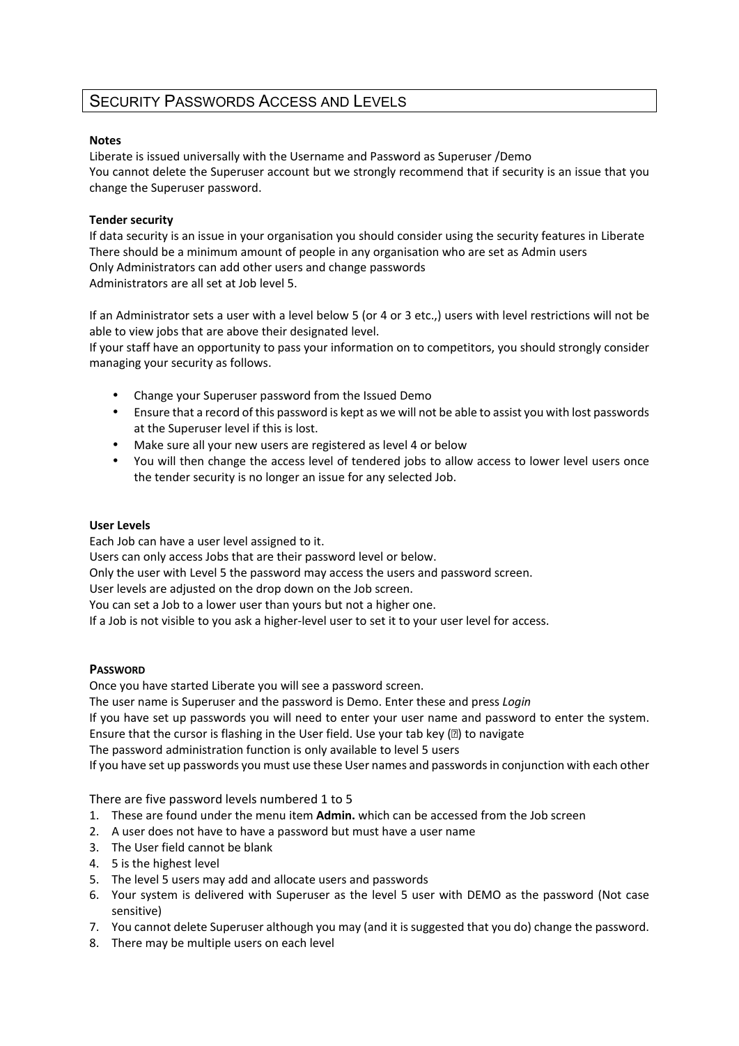# Security Passwords Access and Levels

**Notes**

Liberate is issued universally with the Username and Password as Superuser /Demo
You cannot delete the Superuser account but we strongly recommend that if security is an issue that you change the Superuser password.

**Tender security**

If data security is an issue in your organisation you should consider using the security features in Liberate
There should be a minimum amount of people in any organisation who are set as Admin users
Only Administrators can add other users and change passwords
Administrators are all set at Job level 5.

If an Administrator sets a user with a level below 5 (or 4 or 3 etc.,) users with level restrictions will not be able to view jobs that are above their designated level.
If your staff have an opportunity to pass your information on to competitors, you should strongly consider managing your security as follows.

- Change your Superuser password from the Issued Demo
- Ensure that a record of this password is kept as we will not be able to assist you with lost passwords at the Superuser level if this is lost.
- Make sure all your new users are registered as level 4 or below
- You will then change the access level of tendered jobs to allow access to lower level users once the tender security is no longer an issue for any selected Job.

**User Levels**

Each Job can have a user level assigned to it.
Users can only access Jobs that are their password level or below.
Only the user with Level 5 the password may access the users and password screen.
User levels are adjusted on the drop down on the Job screen.
You can set a Job to a lower user than yours but not a higher one.
If a Job is not visible to you ask a higher-level user to set it to your user level for access.

**Password**

Once you have started Liberate you will see a password screen.
The user name is Superuser and the password is Demo. Enter these and press *Login*
If you have set up passwords you will need to enter your user name and password to enter the system.
Ensure that the cursor is flashing in the User field. Use your tab key (⇥) to navigate
The password administration function is only available to level 5 users
If you have set up passwords you must use these User names and passwords in conjunction with each other

There are five password levels numbered 1 to 5

1. These are found under the menu item **Admin.** which can be accessed from the Job screen
2. A user does not have to have a password but must have a user name
3. The User field cannot be blank
4. 5 is the highest level
5. The level 5 users may add and allocate users and passwords
6. Your system is delivered with Superuser as the level 5 user with DEMO as the password (Not case sensitive)
7. You cannot delete Superuser although you may (and it is suggested that you do) change the password.
8. There may be multiple users on each level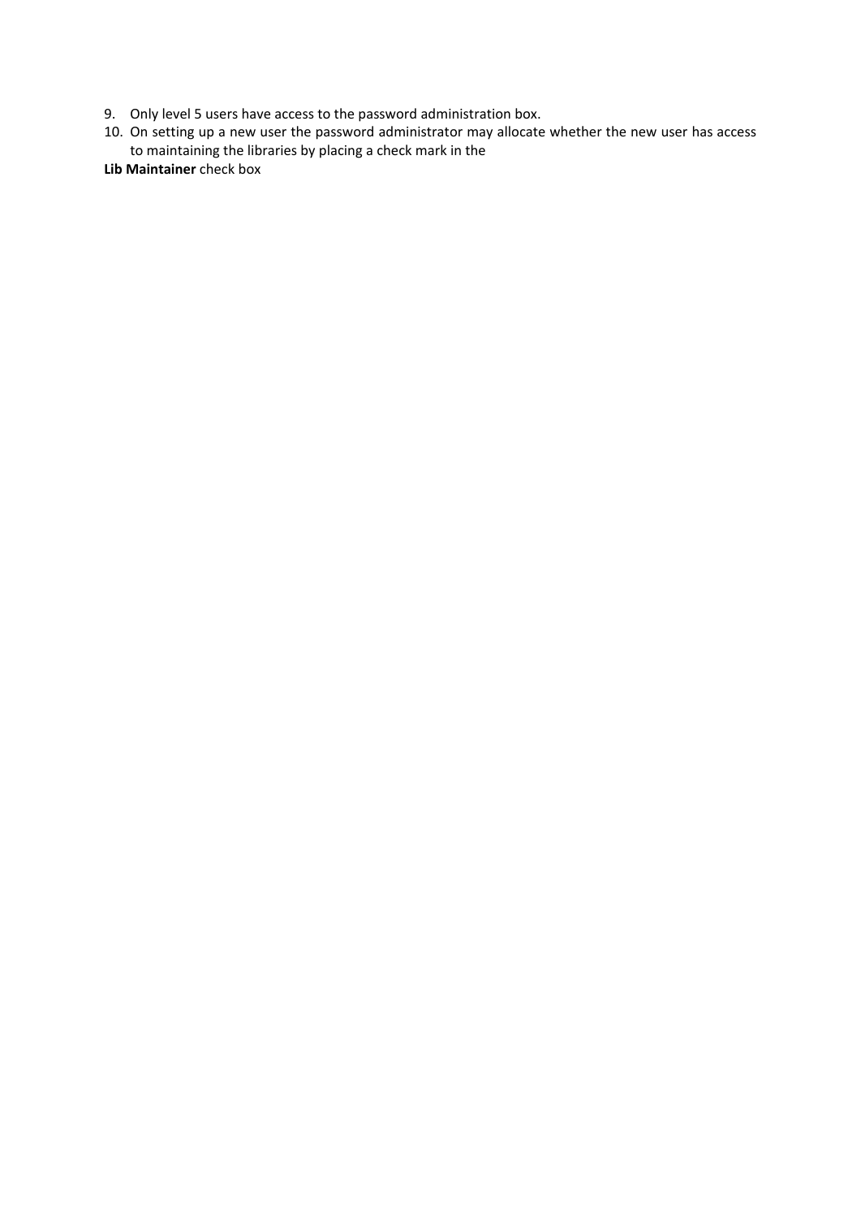9. Only level 5 users have access to the password administration box.
10. On setting up a new user the password administrator may allocate whether the new user has access to maintaining the libraries by placing a check mark in the

**Lib Maintainer** check box